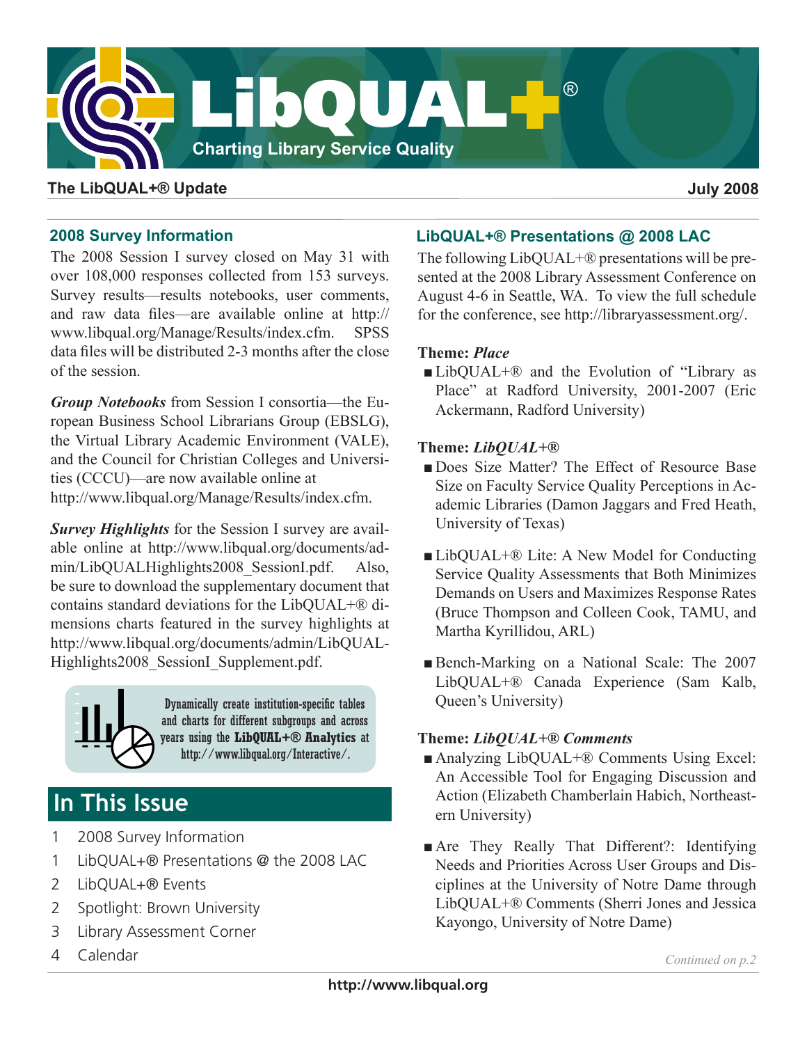# LibQUAL+®

Charting Library Service Quality

**The LibQUAL+® Update** — **July 2008**

## 2008 Survey Information

The 2008 Session I survey closed on May 31 with over 108,000 responses collected from 153 surveys. Survey results—results notebooks, user comments, and raw data files—are available online at http://www.libqual.org/Manage/Results/index.cfm. SPSS data files will be distributed 2-3 months after the close of the session.

***Group Notebooks*** from Session I consortia—the European Business School Librarians Group (EBSLG), the Virtual Library Academic Environment (VALE), and the Council for Christian Colleges and Universities (CCCU)—are now available online at http://www.libqual.org/Manage/Results/index.cfm.

***Survey Highlights*** for the Session I survey are available online at http://www.libqual.org/documents/admin/LibQUALHighlights2008_SessionI.pdf. Also, be sure to download the supplementary document that contains standard deviations for the LibQUAL+® dimensions charts featured in the survey highlights at http://www.libqual.org/documents/admin/LibQUALHighlights2008_SessionI_Supplement.pdf.

Dynamically create institution-specific tables and charts for different subgroups and across years using the **LibQUAL+® Analytics** at http://www.libqual.org/Interactive/.

## In This Issue

1 2008 Survey Information
1 LibQUAL+® Presentations @ the 2008 LAC
2 LibQUAL+® Events
2 Spotlight: Brown University
3 Library Assessment Corner
4 Calendar

## LibQUAL+® Presentations @ 2008 LAC

The following LibQUAL+® presentations will be presented at the 2008 Library Assessment Conference on August 4-6 in Seattle, WA. To view the full schedule for the conference, see http://libraryassessment.org/.

**Theme: *Place***

- LibQUAL+® and the Evolution of "Library as Place" at Radford University, 2001-2007 (Eric Ackermann, Radford University)

**Theme: *LibQUAL+®***

- Does Size Matter? The Effect of Resource Base Size on Faculty Service Quality Perceptions in Academic Libraries (Damon Jaggars and Fred Heath, University of Texas)
- LibQUAL+® Lite: A New Model for Conducting Service Quality Assessments that Both Minimizes Demands on Users and Maximizes Response Rates (Bruce Thompson and Colleen Cook, TAMU, and Martha Kyrillidou, ARL)
- Bench-Marking on a National Scale: The 2007 LibQUAL+® Canada Experience (Sam Kalb, Queen's University)

**Theme: *LibQUAL+® Comments***

- Analyzing LibQUAL+® Comments Using Excel: An Accessible Tool for Engaging Discussion and Action (Elizabeth Chamberlain Habich, Northeastern University)
- Are They Really That Different?: Identifying Needs and Priorities Across User Groups and Disciplines at the University of Notre Dame through LibQUAL+® Comments (Sherri Jones and Jessica Kayongo, University of Notre Dame)

*Continued on p.2*

http://www.libqual.org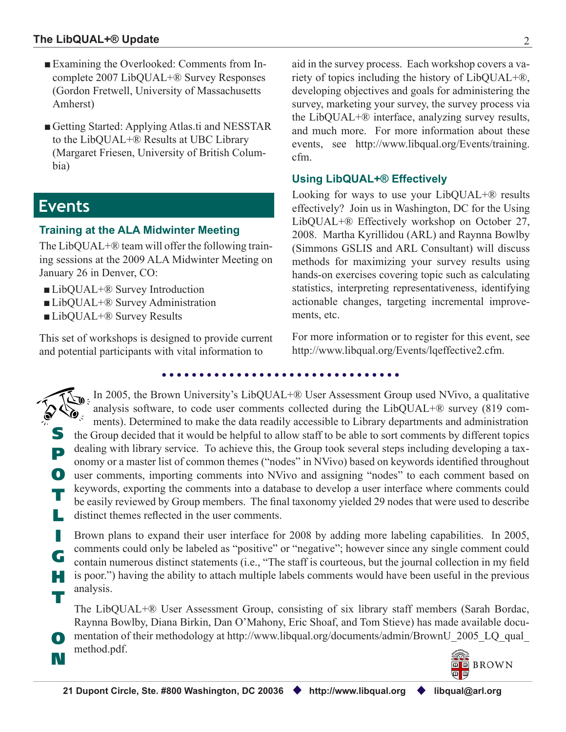- Examining the Overlooked: Comments from Incomplete 2007 LibQUAL+® Survey Responses (Gordon Fretwell, University of Massachusetts Amherst)
- Getting Started: Applying Atlas.ti and NESSTAR to the LibQUAL+® Results at UBC Library (Margaret Friesen, University of British Columbia)

## Events

### Training at the ALA Midwinter Meeting

The LibQUAL+® team will offer the following training sessions at the 2009 ALA Midwinter Meeting on January 26 in Denver, CO:

- LibQUAL+® Survey Introduction
- LibQUAL+® Survey Administration
- LibQUAL+® Survey Results

This set of workshops is designed to provide current and potential participants with vital information to aid in the survey process. Each workshop covers a variety of topics including the history of LibQUAL+®, developing objectives and goals for administering the survey, marketing your survey, the survey process via the LibQUAL+® interface, analyzing survey results, and much more. For more information about these events, see http://www.libqual.org/Events/training.cfm.

### Using LibQUAL+® Effectively

Looking for ways to use your LibQUAL+® results effectively? Join us in Washington, DC for the Using LibQUAL+® Effectively workshop on October 27, 2008. Martha Kyrillidou (ARL) and Raynna Bowlby (Simmons GSLIS and ARL Consultant) will discuss methods for maximizing your survey results using hands-on exercises covering topic such as calculating statistics, interpreting representativeness, identifying actionable changes, targeting incremental improvements, etc.

For more information or to register for this event, see http://www.libqual.org/Events/lqeffective2.cfm.

## Spotlight On

In 2005, the Brown University's LibQUAL+® User Assessment Group used NVivo, a qualitative analysis software, to code user comments collected during the LibQUAL+® survey (819 comments). Determined to make the data readily accessible to Library departments and administration the Group decided that it would be helpful to allow staff to be able to sort comments by different topics dealing with library service. To achieve this, the Group took several steps including developing a taxonomy or a master list of common themes ("nodes" in NVivo) based on keywords identified throughout user comments, importing comments into NVivo and assigning "nodes" to each comment based on keywords, exporting the comments into a database to develop a user interface where comments could be easily reviewed by Group members. The final taxonomy yielded 29 nodes that were used to describe distinct themes reflected in the user comments.

Brown plans to expand their user interface for 2008 by adding more labeling capabilities. In 2005, comments could only be labeled as "positive" or "negative"; however since any single comment could contain numerous distinct statements (i.e., "The staff is courteous, but the journal collection in my field is poor.") having the ability to attach multiple labels comments would have been useful in the previous analysis.

The LibQUAL+® User Assessment Group, consisting of six library staff members (Sarah Bordac, Raynna Bowlby, Diana Birkin, Dan O'Mahony, Eric Shoaf, and Tom Stieve) has made available documentation of their methodology at http://www.libqual.org/documents/admin/BrownU_2005_LQ_qual_method.pdf.

BROWN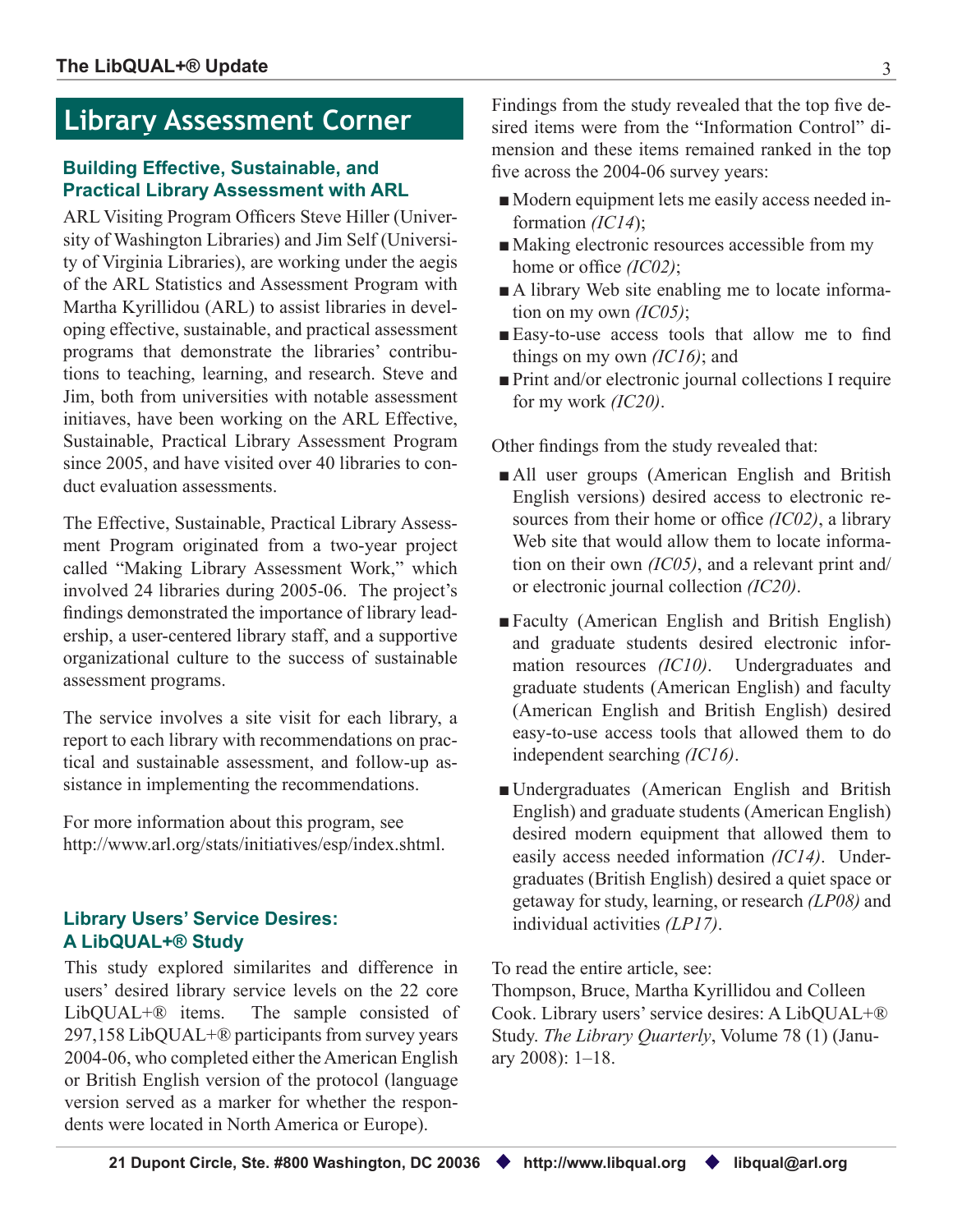## Library Assessment Corner

### Building Effective, Sustainable, and Practical Library Assessment with ARL

ARL Visiting Program Officers Steve Hiller (University of Washington Libraries) and Jim Self (University of Virginia Libraries), are working under the aegis of the ARL Statistics and Assessment Program with Martha Kyrillidou (ARL) to assist libraries in developing effective, sustainable, and practical assessment programs that demonstrate the libraries' contributions to teaching, learning, and research. Steve and Jim, both from universities with notable assessment initiaves, have been working on the ARL Effective, Sustainable, Practical Library Assessment Program since 2005, and have visited over 40 libraries to conduct evaluation assessments.

The Effective, Sustainable, Practical Library Assessment Program originated from a two-year project called "Making Library Assessment Work," which involved 24 libraries during 2005-06. The project's findings demonstrated the importance of library leadership, a user-centered library staff, and a supportive organizational culture to the success of sustainable assessment programs.

The service involves a site visit for each library, a report to each library with recommendations on practical and sustainable assessment, and follow-up assistance in implementing the recommendations.

For more information about this program, see http://www.arl.org/stats/initiatives/esp/index.shtml.

### Library Users' Service Desires: A LibQUAL+® Study

This study explored similarites and difference in users' desired library service levels on the 22 core LibQUAL+® items. The sample consisted of 297,158 LibQUAL+® participants from survey years 2004-06, who completed either the American English or British English version of the protocol (language version served as a marker for whether the respondents were located in North America or Europe).

Findings from the study revealed that the top five desired items were from the "Information Control" dimension and these items remained ranked in the top five across the 2004-06 survey years:

- Modern equipment lets me easily access needed information *(IC14)*;
- Making electronic resources accessible from my home or office *(IC02)*;
- A library Web site enabling me to locate information on my own *(IC05)*;
- Easy-to-use access tools that allow me to find things on my own *(IC16)*; and
- Print and/or electronic journal collections I require for my work *(IC20)*.

Other findings from the study revealed that:

- All user groups (American English and British English versions) desired access to electronic resources from their home or office *(IC02)*, a library Web site that would allow them to locate information on their own *(IC05)*, and a relevant print and/or electronic journal collection *(IC20)*.
- Faculty (American English and British English) and graduate students desired electronic information resources *(IC10)*. Undergraduates and graduate students (American English) and faculty (American English and British English) desired easy-to-use access tools that allowed them to do independent searching *(IC16)*.
- Undergraduates (American English and British English) and graduate students (American English) desired modern equipment that allowed them to easily access needed information *(IC14)*. Undergraduates (British English) desired a quiet space or getaway for study, learning, or research *(LP08)* and individual activities *(LP17)*.

To read the entire article, see:
Thompson, Bruce, Martha Kyrillidou and Colleen Cook. Library users' service desires: A LibQUAL+® Study. *The Library Quarterly*, Volume 78 (1) (January 2008): 1–18.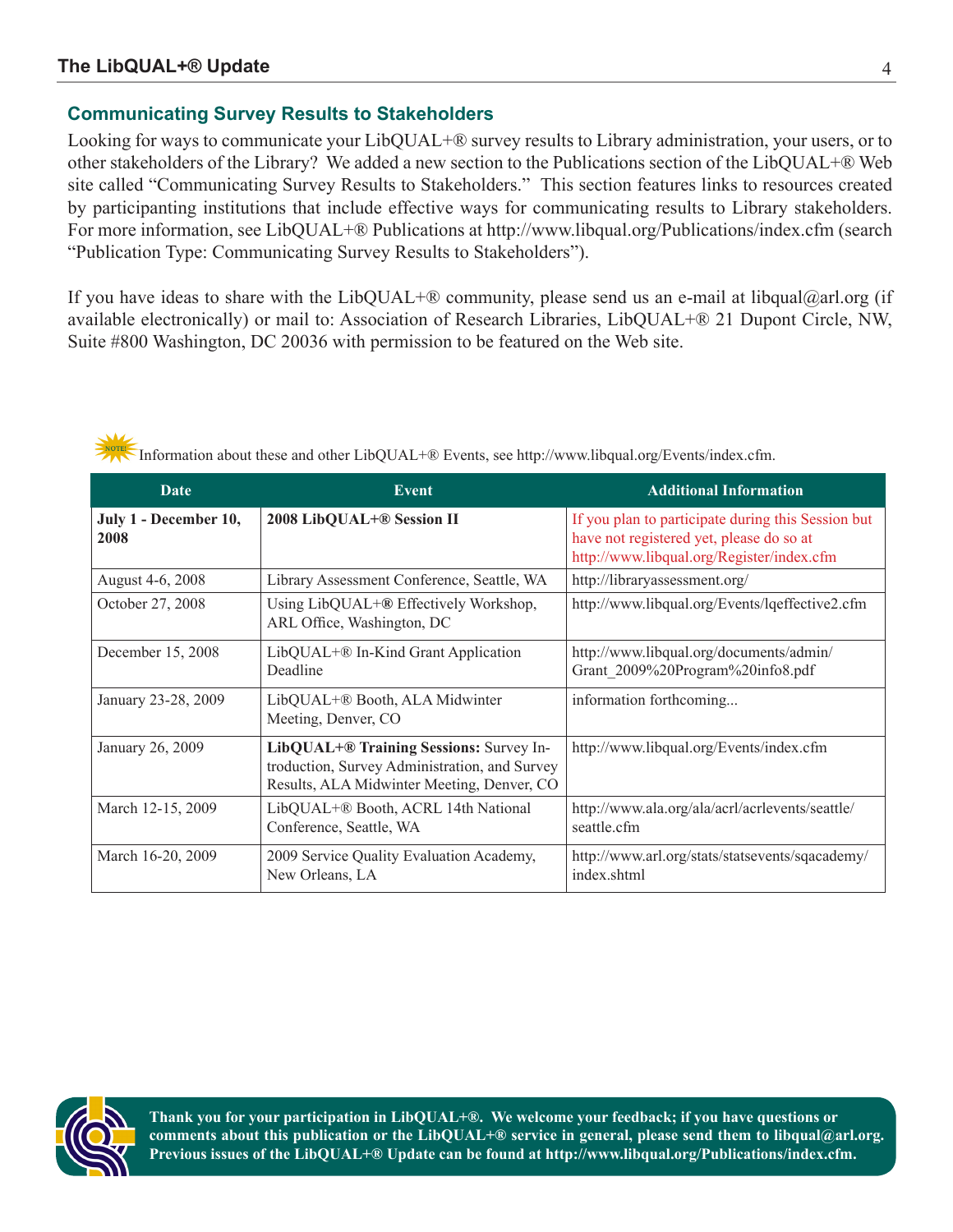## Communicating Survey Results to Stakeholders

Looking for ways to communicate your LibQUAL+® survey results to Library administration, your users, or to other stakeholders of the Library? We added a new section to the Publications section of the LibQUAL+® Web site called "Communicating Survey Results to Stakeholders." This section features links to resources created by participanting institutions that include effective ways for communicating results to Library stakeholders. For more information, see LibQUAL+® Publications at http://www.libqual.org/Publications/index.cfm (search "Publication Type: Communicating Survey Results to Stakeholders").

If you have ideas to share with the LibQUAL+® community, please send us an e-mail at libqual@arl.org (if available electronically) or mail to: Association of Research Libraries, LibQUAL+® 21 Dupont Circle, NW, Suite #800 Washington, DC 20036 with permission to be featured on the Web site.

NOTE! Information about these and other LibQUAL+® Events, see http://www.libqual.org/Events/index.cfm.

| Date | Event | Additional Information |
|---|---|---|
| **July 1 - December 10, 2008** | **2008 LibQUAL+® Session II** | If you plan to participate during this Session but have not registered yet, please do so at http://www.libqual.org/Register/index.cfm |
| August 4-6, 2008 | Library Assessment Conference, Seattle, WA | http://libraryassessment.org/ |
| October 27, 2008 | Using LibQUAL+® Effectively Workshop, ARL Office, Washington, DC | http://www.libqual.org/Events/lqeffective2.cfm |
| December 15, 2008 | LibQUAL+® In-Kind Grant Application Deadline | http://www.libqual.org/documents/admin/Grant_2009%20Program%20info8.pdf |
| January 23-28, 2009 | LibQUAL+® Booth, ALA Midwinter Meeting, Denver, CO | information forthcoming... |
| January 26, 2009 | **LibQUAL+® Training Sessions:** Survey Introduction, Survey Administration, and Survey Results, ALA Midwinter Meeting, Denver, CO | http://www.libqual.org/Events/index.cfm |
| March 12-15, 2009 | LibQUAL+® Booth, ACRL 14th National Conference, Seattle, WA | http://www.ala.org/ala/acrl/acrlevents/seattle/seattle.cfm |
| March 16-20, 2009 | 2009 Service Quality Evaluation Academy, New Orleans, LA | http://www.arl.org/stats/statsevents/sqacademy/index.shtml |

**Thank you for your participation in LibQUAL+®. We welcome your feedback; if you have questions or comments about this publication or the LibQUAL+® service in general, please send them to libqual@arl.org. Previous issues of the LibQUAL+® Update can be found at http://www.libqual.org/Publications/index.cfm.**